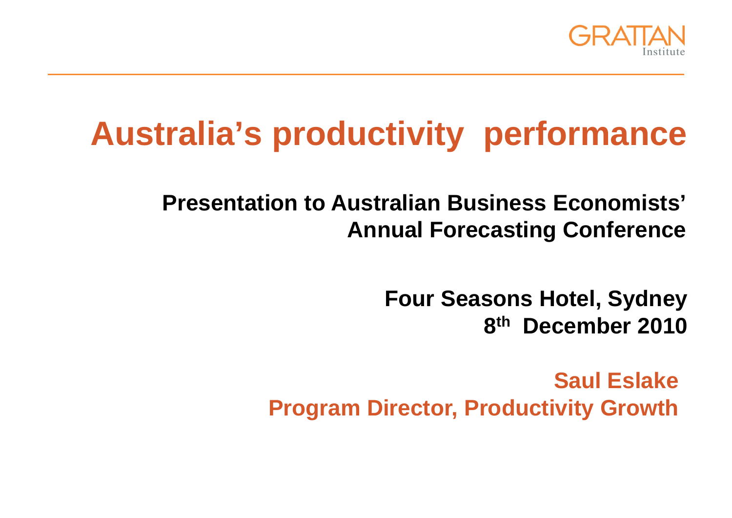GRATTAN Institute

# Australia's productivity performance

**Presentation to Australian Business Economists' Annual Forecasting Conference**

**Four Seasons Hotel, Sydney**
**8th December 2010**

**Saul Eslake**
**Program Director, Productivity Growth**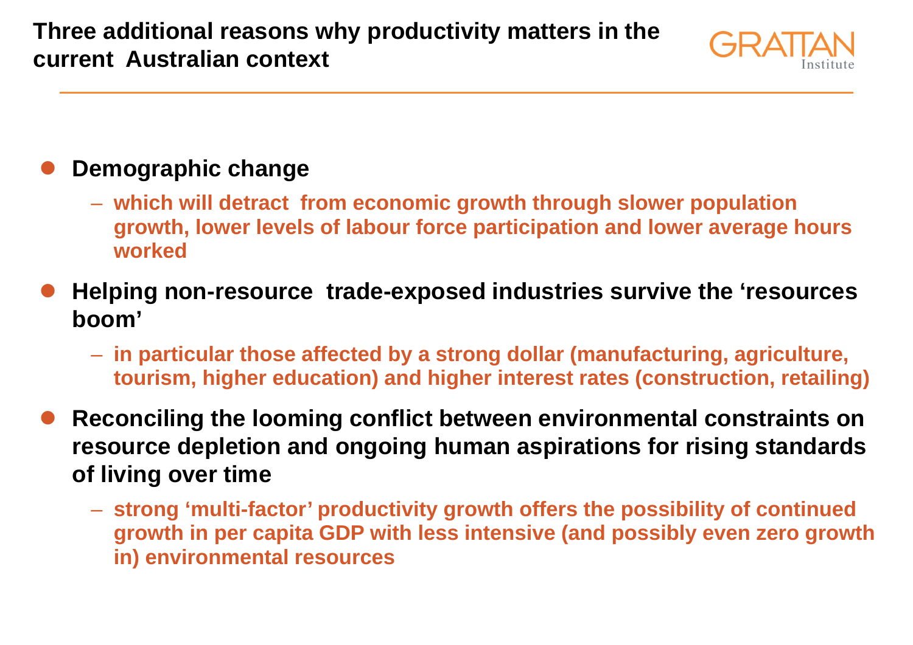# Three additional reasons why productivity matters in the current Australian context

- **Demographic change**
  - which will detract from economic growth through slower population growth, lower levels of labour force participation and lower average hours worked
- **Helping non-resource trade-exposed industries survive the 'resources boom'**
  - in particular those affected by a strong dollar (manufacturing, agriculture, tourism, higher education) and higher interest rates (construction, retailing)
- **Reconciling the looming conflict between environmental constraints on resource depletion and ongoing human aspirations for rising standards of living over time**
  - strong 'multi-factor' productivity growth offers the possibility of continued growth in per capita GDP with less intensive (and possibly even zero growth in) environmental resources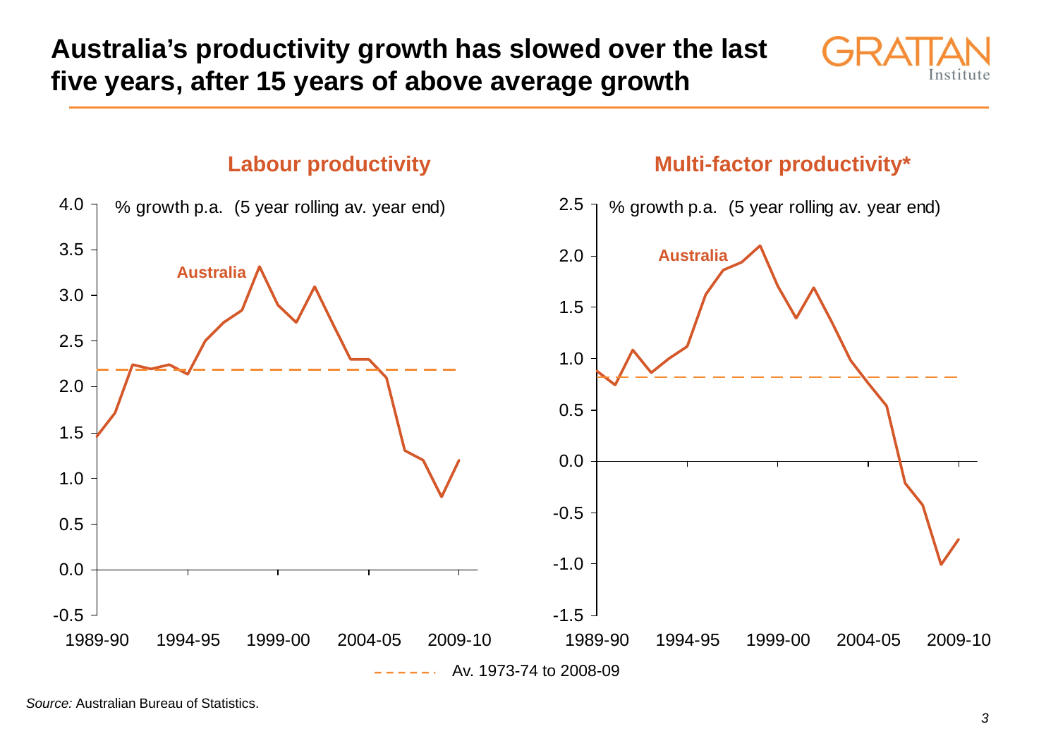# Australia's productivity growth has slowed over the last five years, after 15 years of above average growth

### Labour productivity

% growth p.a. (5 year rolling av. year end)

Australia

### Multi-factor productivity*

% growth p.a. (5 year rolling av. year end)

Australia

Av. 1973-74 to 2008-09

*Source:* Australian Bureau of Statistics.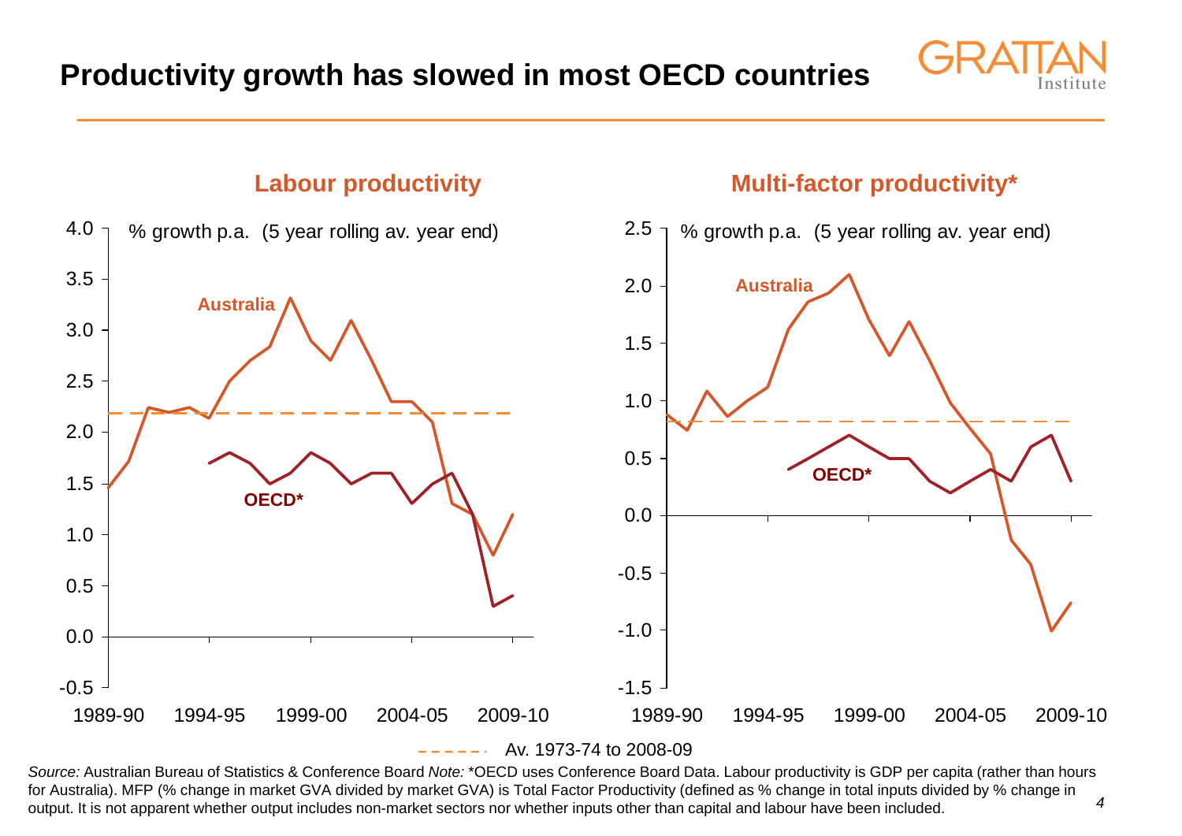# Productivity growth has slowed in most OECD countries

## Labour productivity

% growth p.a. (5 year rolling av. year end)

## Multi-factor productivity*

% growth p.a. (5 year rolling av. year end)

Av. 1973-74 to 2008-09

*Source:* Australian Bureau of Statistics & Conference Board *Note:* *OECD uses Conference Board Data. Labour productivity is GDP per capita (rather than hours for Australia). MFP (% change in market GVA divided by market GVA) is Total Factor Productivity (defined as % change in total inputs divided by % change in output. It is not apparent whether output includes non-market sectors nor whether inputs other than capital and labour have been included.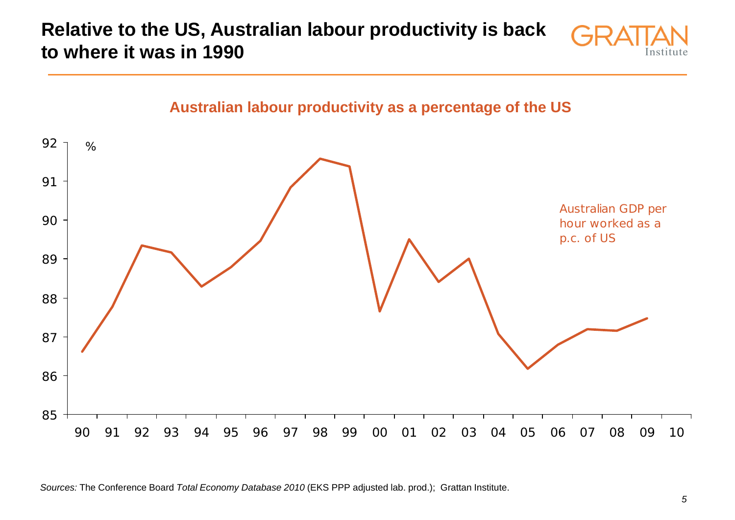# Relative to the US, Australian labour productivity is back to where it was in 1990

**Australian labour productivity as a percentage of the US**

%

Australian GDP per hour worked as a p.c. of US

*Sources:* The Conference Board *Total Economy Database 2010* (EKS PPP adjusted lab. prod.); Grattan Institute.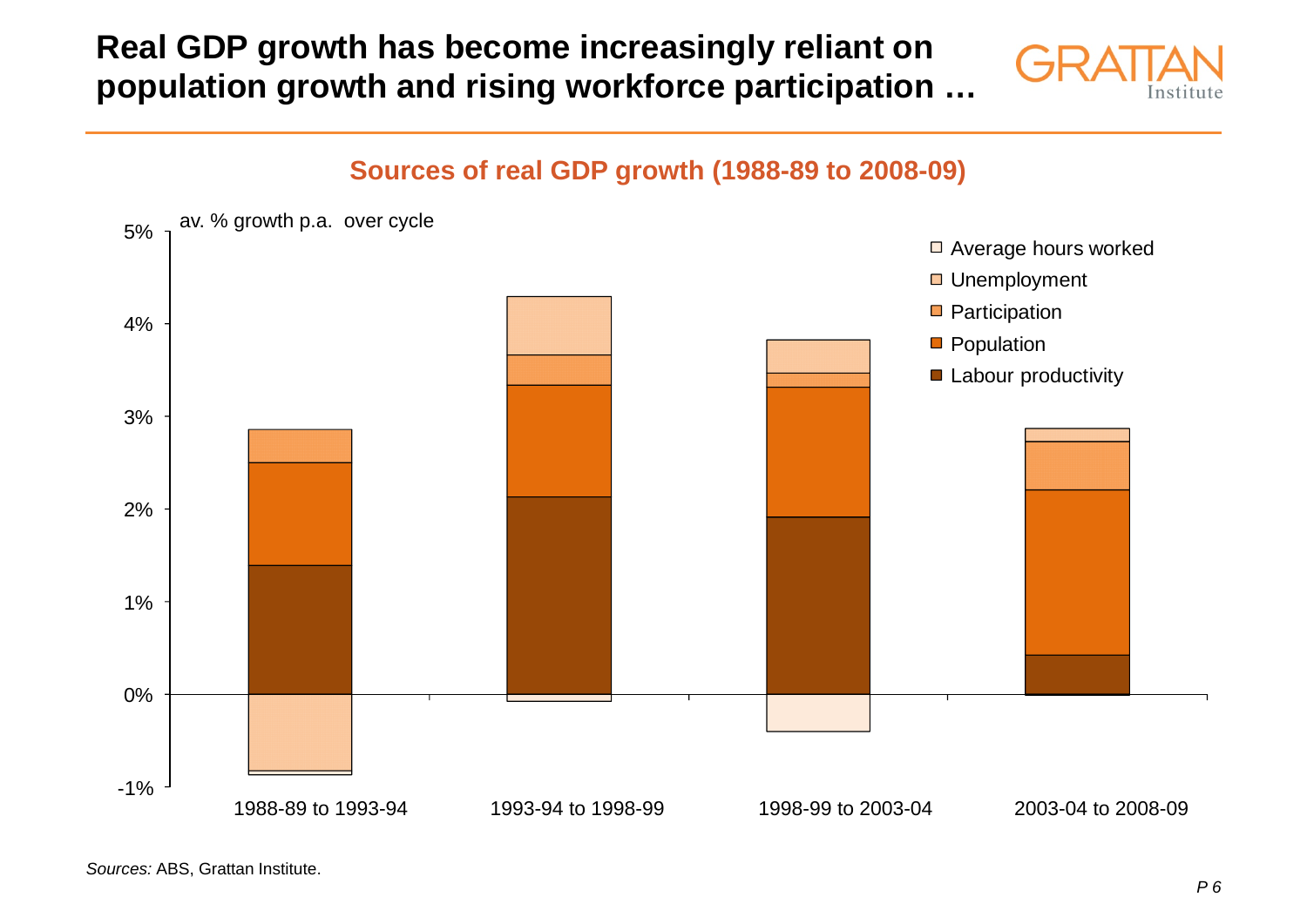# Real GDP growth has become increasingly reliant on population growth and rising workforce participation …

## Sources of real GDP growth (1988-89 to 2008-09)

av. % growth p.a. over cycle

5%
4%
3%
2%
1%
0%
-1%

- Average hours worked
- Unemployment
- Participation
- Population
- Labour productivity

1988-89 to 1993-94 | 1993-94 to 1998-99 | 1998-99 to 2003-04 | 2003-04 to 2008-09

*Sources:* ABS, Grattan Institute.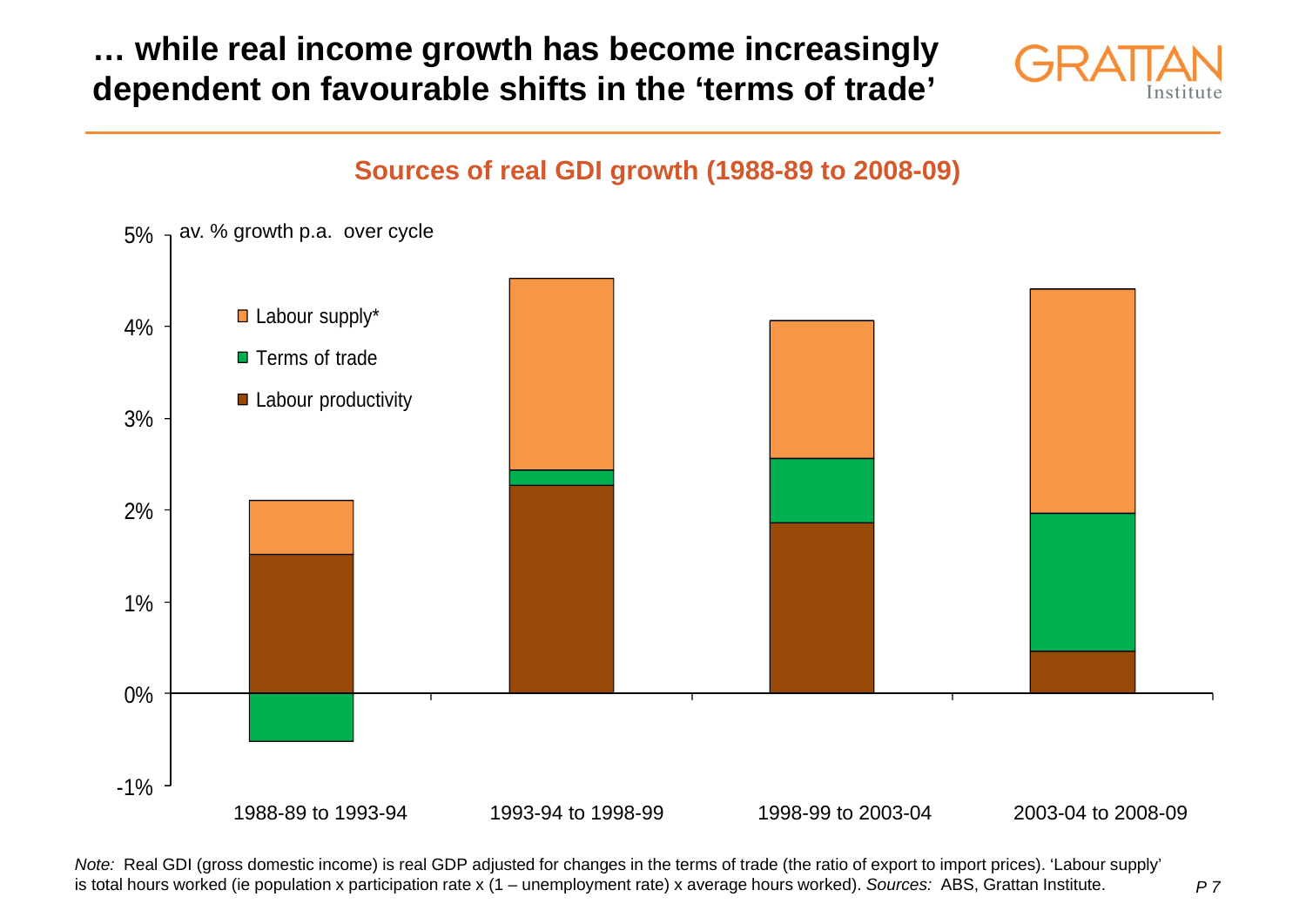# … while real income growth has become increasingly dependent on favourable shifts in the 'terms of trade'

## Sources of real GDI growth (1988-89 to 2008-09)

av. % growth p.a. over cycle

| Period | Labour productivity | Terms of trade | Labour supply* | Total |
|---|---|---|---|---|
| 1988-89 to 1993-94 | 1.5% | -0.5% | 0.6% | 2.1% |
| 1993-94 to 1998-99 | 2.3% | 0.2% | 2.1% | 4.5% |
| 1998-99 to 2003-04 | 1.9% | 0.7% | 1.5% | 4.1% |
| 2003-04 to 2008-09 | 0.5% | 1.5% | 2.4% | 4.4% |

*Note:* Real GDI (gross domestic income) is real GDP adjusted for changes in the terms of trade (the ratio of export to import prices). 'Labour supply' is total hours worked (ie population x participation rate x (1 – unemployment rate) x average hours worked). *Sources:* ABS, Grattan Institute.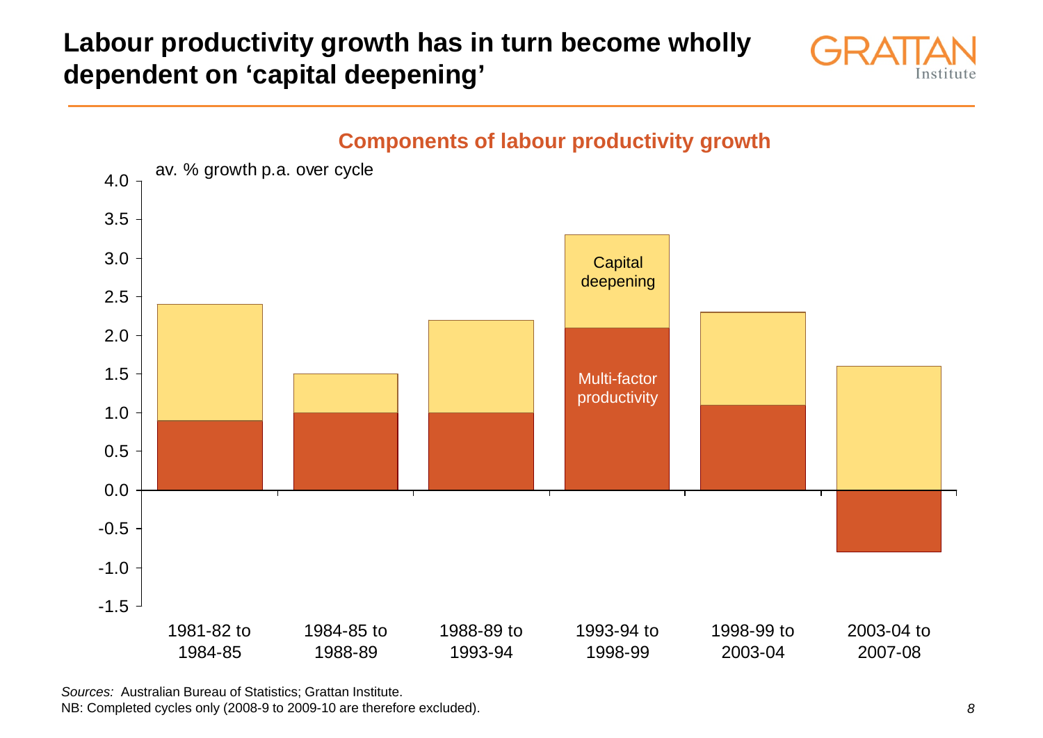# Labour productivity growth has in turn become wholly dependent on 'capital deepening'

## Components of labour productivity growth

av. % growth p.a. over cycle

| Cycle | Multi-factor productivity | Capital deepening | Total |
|---|---|---|---|
| 1981-82 to 1984-85 | 0.9 | 1.5 | 2.4 |
| 1984-85 to 1988-89 | 1.0 | 0.5 | 1.5 |
| 1988-89 to 1993-94 | 1.0 | 1.2 | 2.2 |
| 1993-94 to 1998-99 | 2.1 | 1.2 | 3.3 |
| 1998-99 to 2003-04 | 1.1 | 1.2 | 2.3 |
| 2003-04 to 2007-08 | -0.8 | 1.6 | |

*Sources:* Australian Bureau of Statistics; Grattan Institute.
NB: Completed cycles only (2008-9 to 2009-10 are therefore excluded).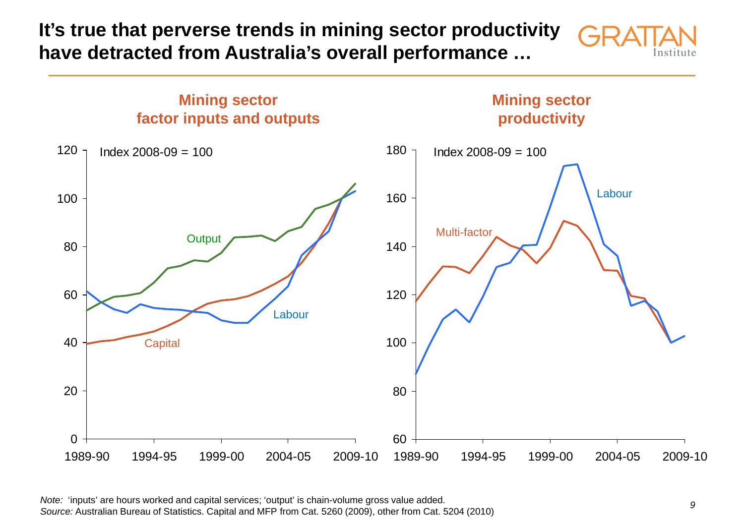# It's true that perverse trends in mining sector productivity have detracted from Australia's overall performance …

## Mining sector factor inputs and outputs

Index 2008-09 = 100

## Mining sector productivity

Index 2008-09 = 100

*Note:* 'inputs' are hours worked and capital services; 'output' is chain-volume gross value added.
*Source:* Australian Bureau of Statistics. Capital and MFP from Cat. 5260 (2009), other from Cat. 5204 (2010)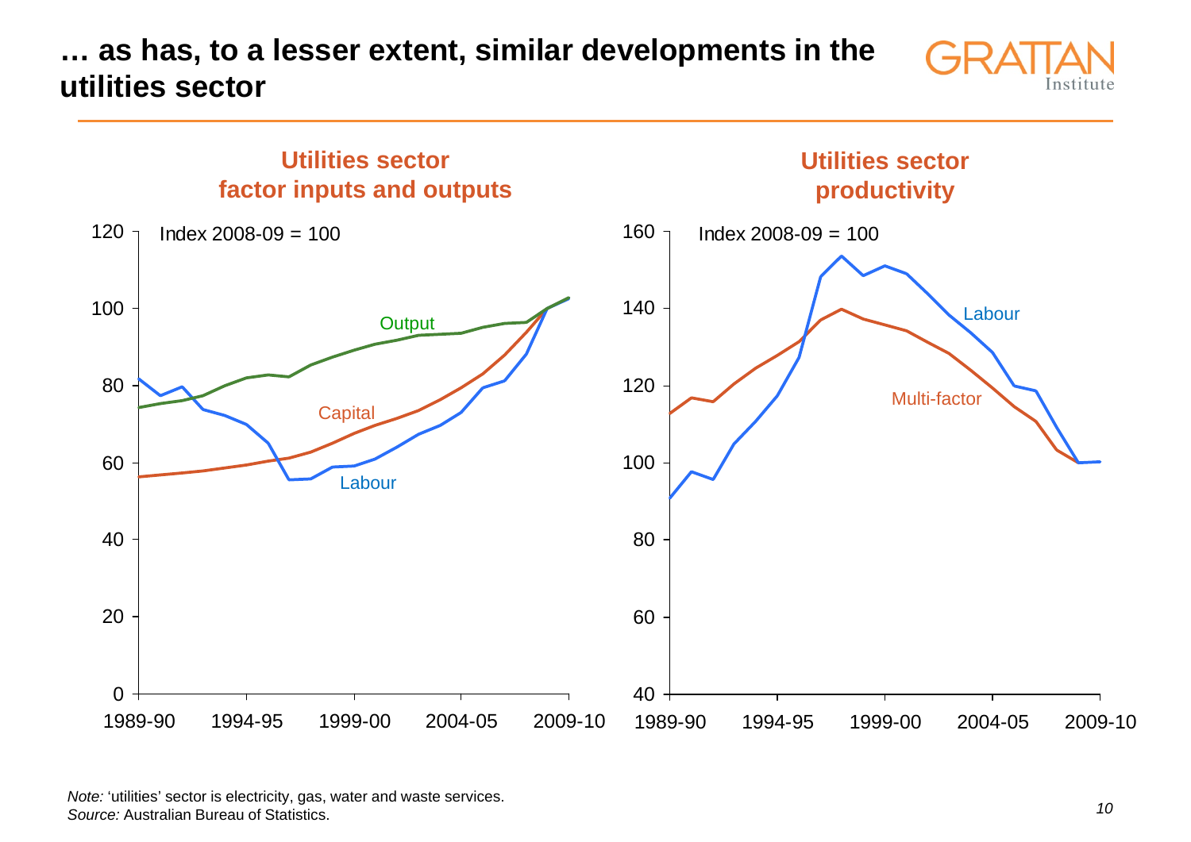# … as has, to a lesser extent, similar developments in the utilities sector

### Utilities sector factor inputs and outputs

Index 2008-09 = 100

### Utilities sector productivity

Index 2008-09 = 100

*Note:* 'utilities' sector is electricity, gas, water and waste services.
*Source:* Australian Bureau of Statistics.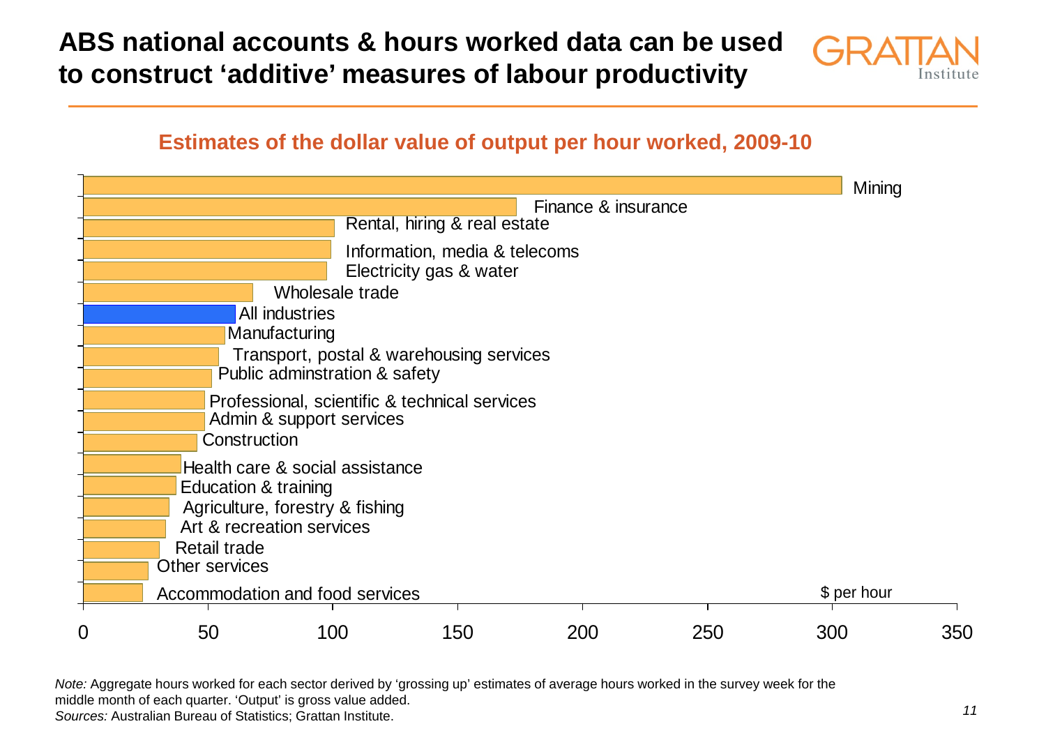# ABS national accounts & hours worked data can be used to construct 'additive' measures of labour productivity

**Estimates of the dollar value of output per hour worked, 2009-10**

| Industry | $ per hour |
|---|---|
| Mining | ~304 |
| Finance & insurance | ~174 |
| Rental, hiring & real estate | ~101 |
| Information, media & telecoms | ~99 |
| Electricity gas & water | ~98 |
| Wholesale trade | ~68 |
| All industries | ~61 |
| Manufacturing | ~57 |
| Transport, postal & warehousing services | ~54 |
| Public adminstration & safety | ~51 |
| Professional, scientific & technical services | ~49 |
| Admin & support services | ~49 |
| Construction | ~46 |
| Health care & social assistance | ~39 |
| Education & training | ~37 |
| Agriculture, forestry & fishing | ~34 |
| Art & recreation services | ~33 |
| Retail trade | ~31 |
| Other services | ~26 |
| Accommodation and food services | ~24 |

*Note:* Aggregate hours worked for each sector derived by 'grossing up' estimates of average hours worked in the survey week for the middle month of each quarter. 'Output' is gross value added.
*Sources:* Australian Bureau of Statistics; Grattan Institute.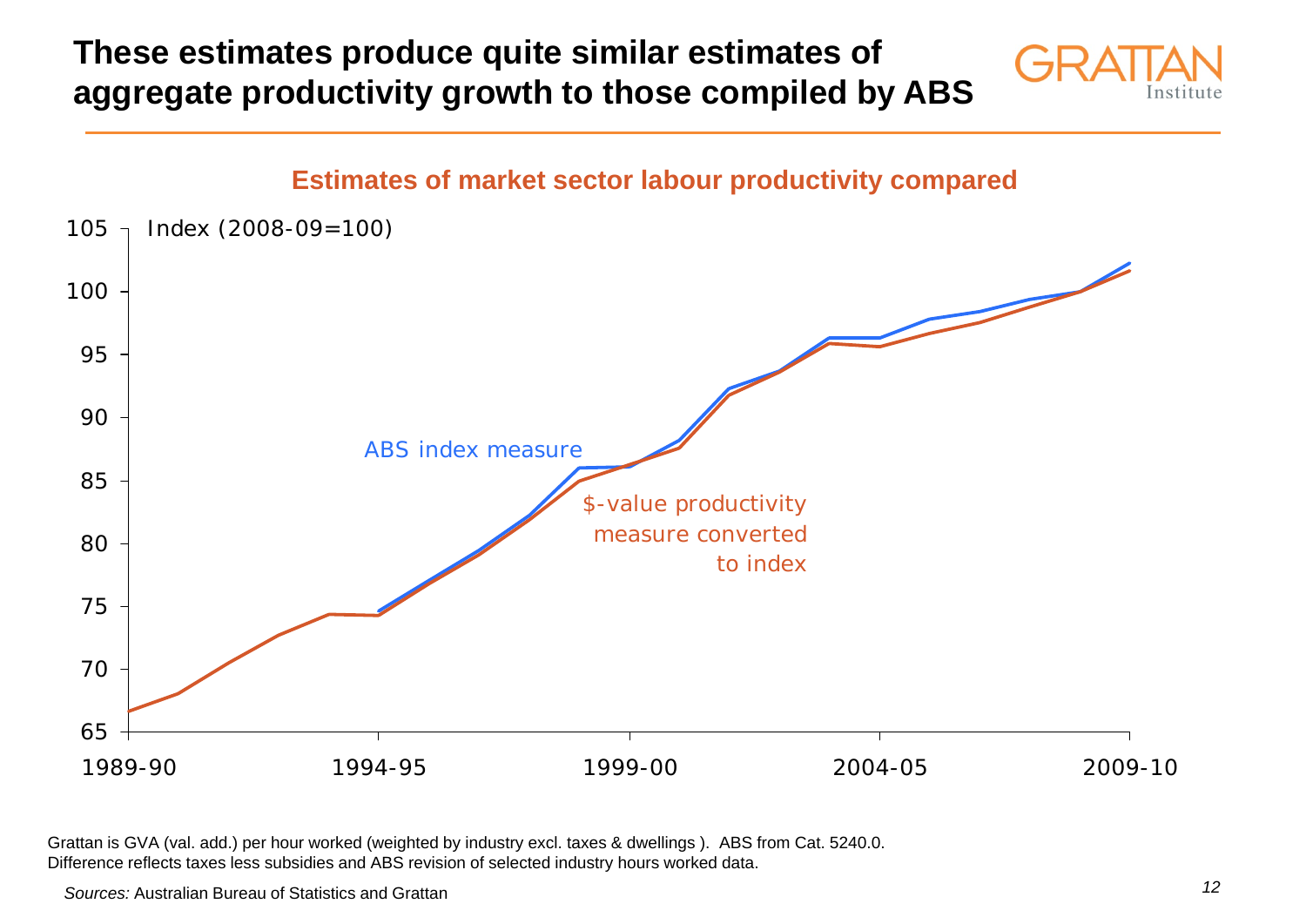# These estimates produce quite similar estimates of aggregate productivity growth to those compiled by ABS

**Estimates of market sector labour productivity compared**

Index (2008-09=100)

ABS index measure

$-value productivity measure converted to index

1989-90 | 1994-95 | 1999-00 | 2004-05 | 2009-10

Grattan is GVA (val. add.) per hour worked (weighted by industry excl. taxes & dwellings ). ABS from Cat. 5240.0. Difference reflects taxes less subsidies and ABS revision of selected industry hours worked data.

*Sources:* Australian Bureau of Statistics and Grattan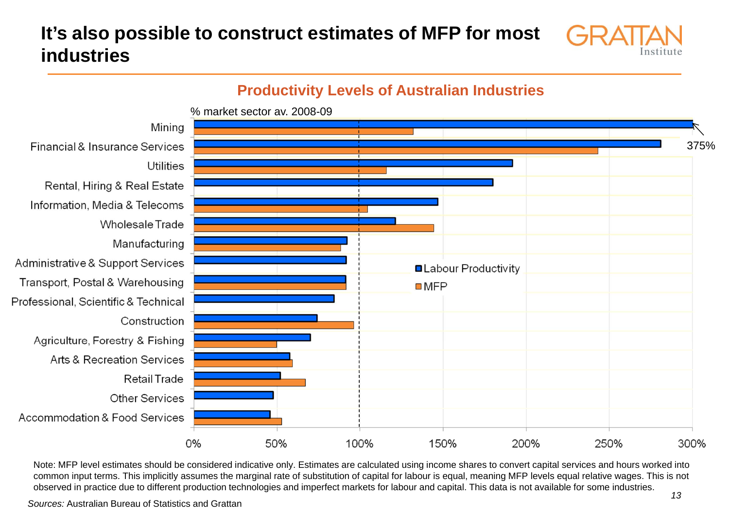# It's also possible to construct estimates of MFP for most industries

## Productivity Levels of Australian Industries

% market sector av. 2008-09

| Industry | Labour Productivity | MFP |
|---|---|---|
| Mining | 375% | ~132% |
| Financial & Insurance Services | ~281% | ~243% |
| Utilities | ~192% | ~116% |
| Rental, Hiring & Real Estate | ~180% | |
| Information, Media & Telecoms | ~147% | ~105% |
| Wholesale Trade | ~121% | ~144% |
| Manufacturing | ~92% | ~88% |
| Administrative & Support Services | ~92% | |
| Transport, Postal & Warehousing | ~91% | ~91% |
| Professional, Scientific & Technical | ~84% | |
| Construction | ~74% | ~96% |
| Agriculture, Forestry & Fishing | ~70% | ~50% |
| Arts & Recreation Services | ~58% | ~59% |
| Retail Trade | ~52% | ~67% |
| Other Services | ~48% | |
| Accommodation & Food Services | ~46% | ~53% |

Note: MFP level estimates should be considered indicative only. Estimates are calculated using income shares to convert capital services and hours worked into common input terms. This implicitly assumes the marginal rate of substitution of capital for labour is equal, meaning MFP levels equal relative wages. This is not observed in practice due to different production technologies and imperfect markets for labour and capital. This data is not available for some industries.

*Sources:* Australian Bureau of Statistics and Grattan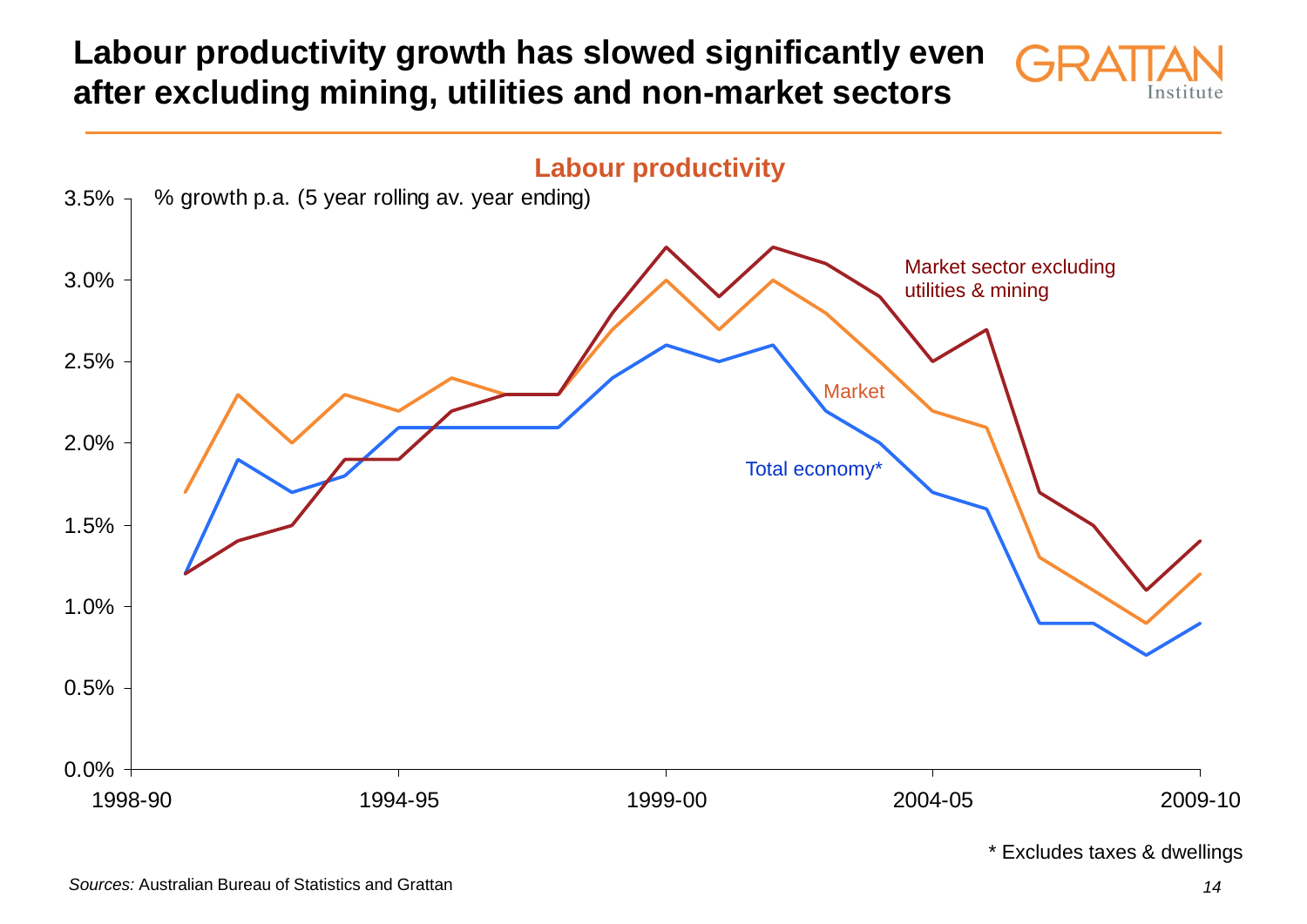# Labour productivity growth has slowed significantly even after excluding mining, utilities and non-market sectors

**Labour productivity**

% growth p.a. (5 year rolling av. year ending)

Market sector excluding utilities & mining

Market

Total economy*

* Excludes taxes & dwellings

*Sources:* Australian Bureau of Statistics and Grattan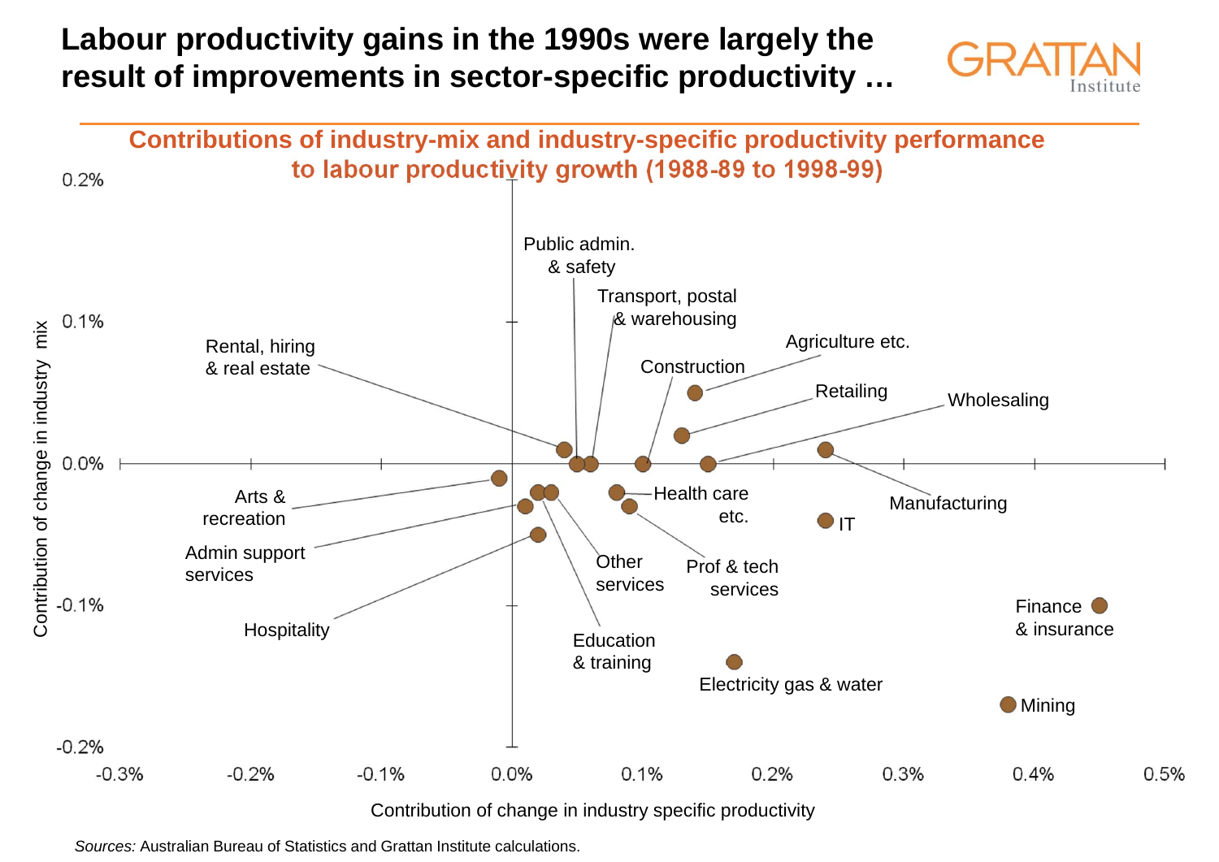# Labour productivity gains in the 1990s were largely the result of improvements in sector-specific productivity …

## Contributions of industry-mix and industry-specific productivity performance to labour productivity growth (1988-89 to 1998-99)

Y-axis: Contribution of change in industry mix (-0.2% to 0.2%)

X-axis: Contribution of change in industry specific productivity (-0.3% to 0.5%)

Labels: Public admin. & safety; Transport, postal & warehousing; Rental, hiring & real estate; Agriculture etc.; Construction; Retailing; Wholesaling; Manufacturing; Arts & recreation; Health care etc.; IT; Admin support services; Other services; Prof & tech services; Hospitality; Education & training; Finance & insurance; Electricity gas & water; Mining

*Sources:* Australian Bureau of Statistics and Grattan Institute calculations.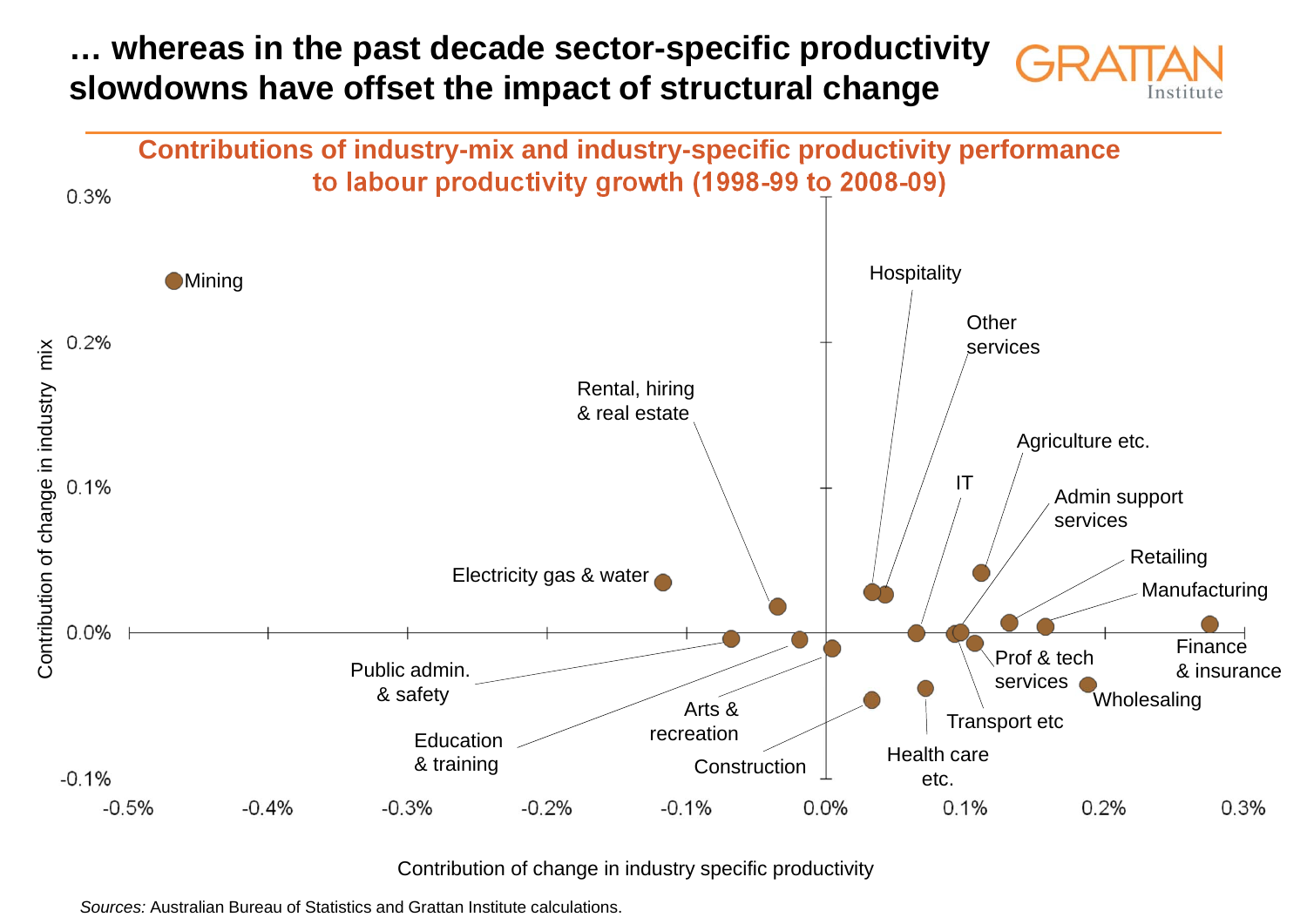# … whereas in the past decade sector-specific productivity slowdowns have offset the impact of structural change

## Contributions of industry-mix and industry-specific productivity performance to labour productivity growth (1998-99 to 2008-09)

Contribution of change in industry mix (vertical axis, -0.1% to 0.3%)

Contribution of change in industry specific productivity (horizontal axis, -0.5% to 0.3%)

Labelled industries: Mining; Hospitality; Other services; Rental, hiring & real estate; Agriculture etc.; IT; Admin support services; Electricity gas & water; Retailing; Manufacturing; Finance & insurance; Public admin. & safety; Prof & tech services; Wholesaling; Arts & recreation; Transport etc; Education & training; Construction; Health care etc.

*Sources:* Australian Bureau of Statistics and Grattan Institute calculations.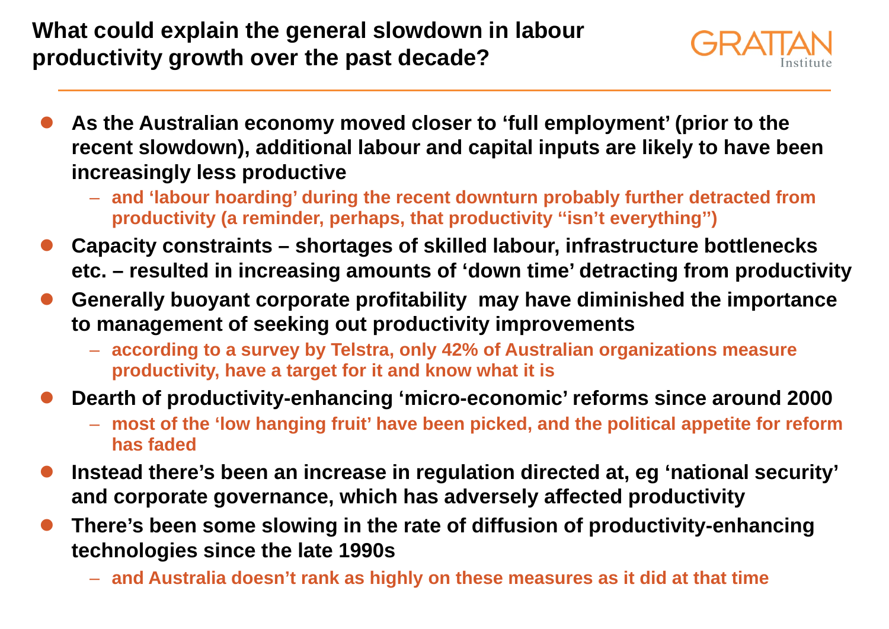# What could explain the general slowdown in labour productivity growth over the past decade?

- **As the Australian economy moved closer to 'full employment' (prior to the recent slowdown), additional labour and capital inputs are likely to have been increasingly less productive**
  - **and 'labour hoarding' during the recent downturn probably further detracted from productivity (a reminder, perhaps, that productivity ''isn't everything'')**
- **Capacity constraints – shortages of skilled labour, infrastructure bottlenecks etc. – resulted in increasing amounts of 'down time' detracting from productivity**
- **Generally buoyant corporate profitability may have diminished the importance to management of seeking out productivity improvements**
  - **according to a survey by Telstra, only 42% of Australian organizations measure productivity, have a target for it and know what it is**
- **Dearth of productivity-enhancing 'micro-economic' reforms since around 2000**
  - **most of the 'low hanging fruit' have been picked, and the political appetite for reform has faded**
- **Instead there's been an increase in regulation directed at, eg 'national security' and corporate governance, which has adversely affected productivity**
- **There's been some slowing in the rate of diffusion of productivity-enhancing technologies since the late 1990s**
  - **and Australia doesn't rank as highly on these measures as it did at that time**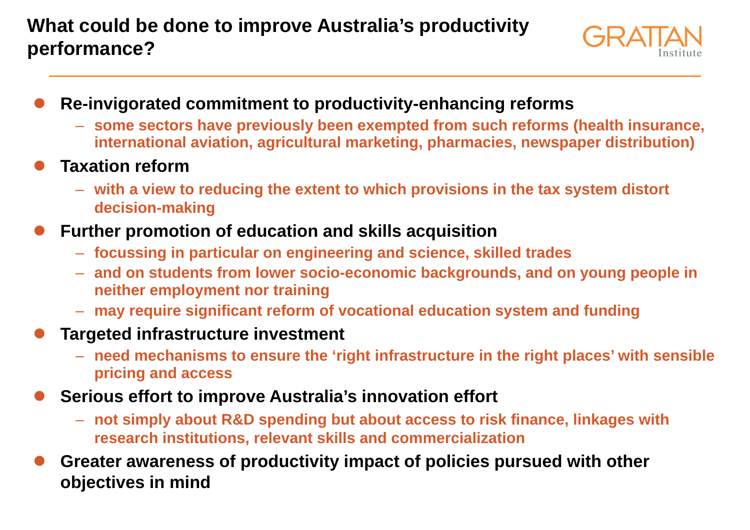# What could be done to improve Australia's productivity performance?

- **Re-invigorated commitment to productivity-enhancing reforms**
  - some sectors have previously been exempted from such reforms (health insurance, international aviation, agricultural marketing, pharmacies, newspaper distribution)
- **Taxation reform**
  - with a view to reducing the extent to which provisions in the tax system distort decision-making
- **Further promotion of education and skills acquisition**
  - focussing in particular on engineering and science, skilled trades
  - and on students from lower socio-economic backgrounds, and on young people in neither employment nor training
  - may require significant reform of vocational education system and funding
- **Targeted infrastructure investment**
  - need mechanisms to ensure the 'right infrastructure in the right places' with sensible pricing and access
- **Serious effort to improve Australia's innovation effort**
  - not simply about R&D spending but about access to risk finance, linkages with research institutions, relevant skills and commercialization
- **Greater awareness of productivity impact of policies pursued with other objectives in mind**